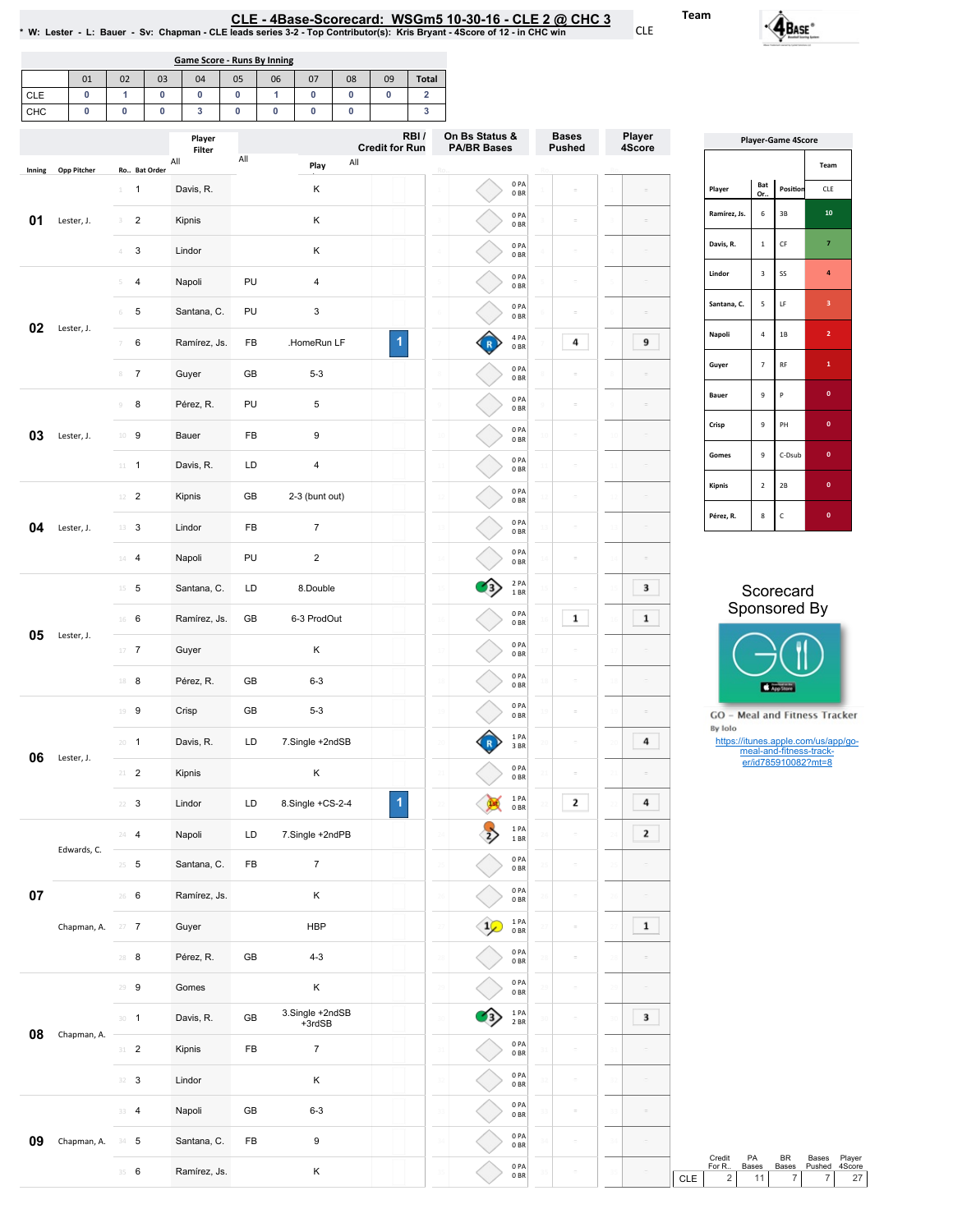# CLE - 4Base-Scorecard: WSGm5 10-30-16 - CLE 2 @ CHC 3

* W: Lester - L: Bauer - Sv: Chapman - CLE leads series 3-2 - Top Contributor(s): Kris Bryant - 4Score of 12 - in CHC win

Team: CLE

## Game Score - Runs By Inning

| | 01 | 02 | 03 | 04 | 05 | 06 | 07 | 08 | 09 | Total |
|---|---|---|---|---|---|---|---|---|---|---|
| CLE | 0 | 1 | 0 | 0 | 0 | 1 | 0 | 0 | 0 | 2 |
| CHC | 0 | 0 | 0 | 3 | 0 | 0 | 0 | 0 | | 3 |

| Inning | Opp Pitcher | Ro.. | Bat Order | Player | | Play | RBI / Credit for Run | On Bs Status & PA/BR Bases | Bases Pushed | Player 4Score |
|---|---|---|---|---|---|---|---|---|---|---|
| 01 | Lester, J. | 1 | 1 | Davis, R. | | K | | 0 PA 0 BR | | |
| | | 3 | 2 | Kipnis | | K | | 0 PA 0 BR | | |
| | | 4 | 3 | Lindor | | K | | 0 PA 0 BR | | |
| 02 | Lester, J. | 5 | 4 | Napoli | PU | 4 | | 0 PA 0 BR | | |
| | | 6 | 5 | Santana, C. | PU | 3 | | 0 PA 0 BR | | |
| | | 7 | 6 | Ramirez, Js. | FB | .HomeRun LF | 1 | 4 PA 0 BR | 4 | 9 |
| | | 8 | 7 | Guyer | GB | 5-3 | | 0 PA 0 BR | | |
| 03 | Lester, J. | 9 | 8 | Pérez, R. | PU | 5 | | 0 PA 0 BR | | |
| | | 10 | 9 | Bauer | FB | 9 | | 0 PA 0 BR | | |
| | | 11 | 1 | Davis, R. | LD | 4 | | 0 PA 0 BR | | |
| 04 | Lester, J. | 12 | 2 | Kipnis | GB | 2-3 (bunt out) | | 0 PA 0 BR | | |
| | | 13 | 3 | Lindor | FB | 7 | | 0 PA 0 BR | | |
| | | 14 | 4 | Napoli | PU | 2 | | 0 PA 0 BR | | |
| 05 | Lester, J. | 15 | 5 | Santana, C. | LD | 8.Double | | 2 PA 1 BR | | 3 |
| | | 16 | 6 | Ramirez, Js. | GB | 6-3 ProdOut | | 0 PA 0 BR | 1 | 1 |
| | | 17 | 7 | Guyer | | K | | 0 PA 0 BR | | |
| | | 18 | 8 | Pérez, R. | GB | 6-3 | | 0 PA 0 BR | | |
| 06 | Lester, J. | 19 | 9 | Crisp | GB | 5-3 | | 0 PA 0 BR | | |
| | | 20 | 1 | Davis, R. | LD | 7.Single +2ndSB | | 1 PA 3 BR | | 4 |
| | | 21 | 2 | Kipnis | | K | | 0 PA 0 BR | | |
| | | 22 | 3 | Lindor | LD | 8.Single +CS-2-4 | 1 | 1 PA 0 BR | 2 | 4 |
| 07 | Edwards, C. | 24 | 4 | Napoli | LD | 7.Single +2ndPB | | 1 PA 1 BR | | 2 |
| | | 25 | 5 | Santana, C. | FB | 7 | | 0 PA 0 BR | | |
| | Chapman, A. | 26 | 6 | Ramirez, Js. | | K | | 0 PA 0 BR | | |
| | | 27 | 7 | Guyer | | HBP | | 1 PA 0 BR | | 1 |
| | | 28 | 8 | Pérez, R. | GB | 4-3 | | 0 PA 0 BR | | |
| 08 | Chapman, A. | 29 | 9 | Gomes | | K | | 0 PA 0 BR | | |
| | | 30 | 1 | Davis, R. | GB | 3.Single +2ndSB +3rdSB | | 1 PA 2 BR | | 3 |
| | | 31 | 2 | Kipnis | FB | 7 | | 0 PA 0 BR | | |
| | | 32 | 3 | Lindor | | K | | 0 PA 0 BR | | |
| 09 | Chapman, A. | 33 | 4 | Napoli | GB | 6-3 | | 0 PA 0 BR | | |
| | | 34 | 5 | Santana, C. | FB | 9 | | 0 PA 0 BR | | |
| | | 35 | 6 | Ramirez, Js. | | K | | 0 PA 0 BR | | |

## Player-Game 4Score

| Player | Bat Or.. | Position | CLE |
|---|---|---|---|
| Ramirez, Js. | 6 | 3B | 10 |
| Davis, R. | 1 | CF | 7 |
| Lindor | 3 | SS | 4 |
| Santana, C. | 5 | LF | 3 |
| Napoli | 4 | 1B | 2 |
| Guyer | 7 | RF | 1 |
| Bauer | 9 | P | 0 |
| Crisp | 9 | PH | 0 |
| Gomes | 9 | C-Dsub | 0 |
| Kipnis | 2 | 2B | 0 |
| Pérez, R. | 8 | C | 0 |

Scorecard Sponsored By

GO - Meal and Fitness Tracker
By Iolo
https://itunes.apple.com/us/app/go-meal-and-fitness-track-er/id785910082?mt=8

| | Credit For R.. | PA Bases | BR Bases | Bases Pushed | Player 4Score |
|---|---|---|---|---|---|
| CLE | 2 | 11 | 7 | 7 | 27 |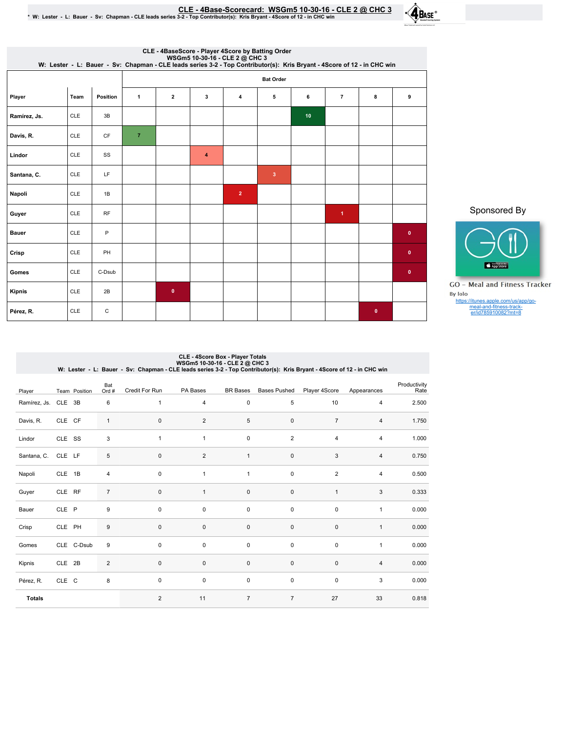# CLE - 4Base-Scorecard: WSGm5 10-30-16 - CLE 2 @ CHC 3

* W: Lester - L: Bauer - Sv: Chapman - CLE leads series 3-2 - Top Contributor(s): Kris Bryant - 4Score of 12 - in CHC win

## CLE - 4BaseScore - Player 4Score by Batting Order

WSGm5 10-30-16 - CLE 2 @ CHC 3

W: Lester - L: Bauer - Sv: Chapman - CLE leads series 3-2 - Top Contributor(s): Kris Bryant - 4Score of 12 - in CHC win

| Player | Team | Position | Bat Order 1 | 2 | 3 | 4 | 5 | 6 | 7 | 8 | 9 |
|---|---|---|---|---|---|---|---|---|---|---|---|
| Ramírez, Js. | CLE | 3B | | | | | | 10 | | | |
| Davis, R. | CLE | CF | 7 | | | | | | | | |
| Lindor | CLE | SS | | | 4 | | | | | | |
| Santana, C. | CLE | LF | | | | | 3 | | | | |
| Napoli | CLE | 1B | | | | 2 | | | | | |
| Guyer | CLE | RF | | | | | | | 1 | | |
| Bauer | CLE | P | | | | | | | | | 0 |
| Crisp | CLE | PH | | | | | | | | | 0 |
| Gomes | CLE | C-Dsub | | | | | | | | | 0 |
| Kipnis | CLE | 2B | | 0 | | | | | | | |
| Pérez, R. | CLE | C | | | | | | | | 0 | |

Sponsored By

GO – Meal and Fitness Tracker

By Iolo

https://itunes.apple.com/us/app/go-meal-and-fitness-track-er/id785910082?mt=8

## CLE - 4Score Box - Player Totals

WSGm5 10-30-16 - CLE 2 @ CHC 3

W: Lester - L: Bauer - Sv: Chapman - CLE leads series 3-2 - Top Contributor(s): Kris Bryant - 4Score of 12 - in CHC win

| Player | Team | Position | Bat Ord # | Credit For Run | PA Bases | BR Bases | Bases Pushed | Player 4Score | Appearances | Productivity Rate |
|---|---|---|---|---|---|---|---|---|---|---|
| Ramírez, Js. | CLE | 3B | 6 | 1 | 4 | 0 | 5 | 10 | 4 | 2.500 |
| Davis, R. | CLE | CF | 1 | 0 | 2 | 5 | 0 | 7 | 4 | 1.750 |
| Lindor | CLE | SS | 3 | 1 | 1 | 0 | 2 | 4 | 4 | 1.000 |
| Santana, C. | CLE | LF | 5 | 0 | 2 | 1 | 0 | 3 | 4 | 0.750 |
| Napoli | CLE | 1B | 4 | 0 | 1 | 1 | 0 | 2 | 4 | 0.500 |
| Guyer | CLE | RF | 7 | 0 | 1 | 0 | 0 | 1 | 3 | 0.333 |
| Bauer | CLE | P | 9 | 0 | 0 | 0 | 0 | 0 | 1 | 0.000 |
| Crisp | CLE | PH | 9 | 0 | 0 | 0 | 0 | 0 | 1 | 0.000 |
| Gomes | CLE | C-Dsub | 9 | 0 | 0 | 0 | 0 | 0 | 1 | 0.000 |
| Kipnis | CLE | 2B | 2 | 0 | 0 | 0 | 0 | 0 | 4 | 0.000 |
| Pérez, R. | CLE | C | 8 | 0 | 0 | 0 | 0 | 0 | 3 | 0.000 |
| **Totals** | | | | 2 | 11 | 7 | 7 | 27 | 33 | 0.818 |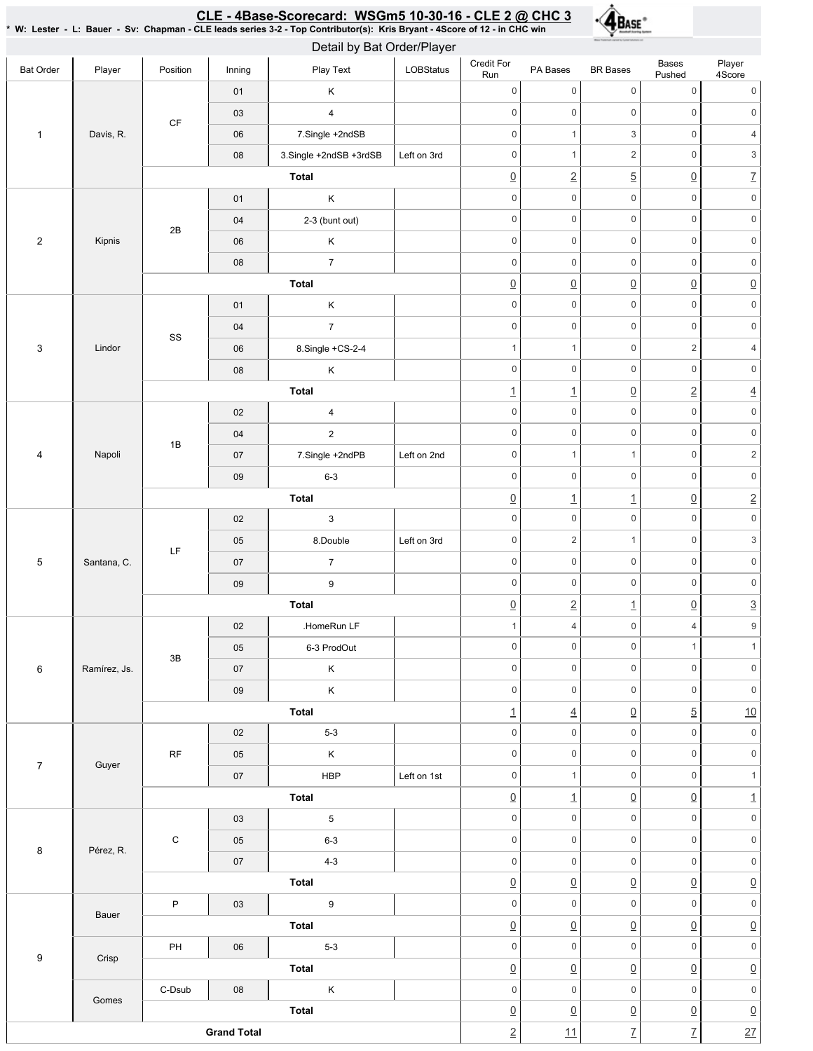## CLE - 4Base-Scorecard: WSGm5 10-30-16 - CLE 2 @ CHC 3

* W: Lester - L: Bauer - Sv: Chapman - CLE leads series 3-2 - Top Contributor(s): Kris Bryant - 4Score of 12 - in CHC win

### Detail by Bat Order/Player

| Bat Order | Player | Position | Inning | Play Text | LOBStatus | Credit For Run | PA Bases | BR Bases | Bases Pushed | Player 4Score |
|---|---|---|---|---|---|---|---|---|---|---|
| 1 | Davis, R. | CF | 01 | K | | 0 | 0 | 0 | 0 | 0 |
| | | | 03 | 4 | | 0 | 0 | 0 | 0 | 0 |
| | | | 06 | 7.Single +2ndSB | | 0 | 1 | 3 | 0 | 4 |
| | | | 08 | 3.Single +2ndSB +3rdSB | Left on 3rd | 0 | 1 | 2 | 0 | 3 |
| | | Total | | | | 0 | 2 | 5 | 0 | 7 |
| 2 | Kipnis | 2B | 01 | K | | 0 | 0 | 0 | 0 | 0 |
| | | | 04 | 2-3 (bunt out) | | 0 | 0 | 0 | 0 | 0 |
| | | | 06 | K | | 0 | 0 | 0 | 0 | 0 |
| | | | 08 | 7 | | 0 | 0 | 0 | 0 | 0 |
| | | Total | | | | 0 | 0 | 0 | 0 | 0 |
| 3 | Lindor | SS | 01 | K | | 0 | 0 | 0 | 0 | 0 |
| | | | 04 | 7 | | 0 | 0 | 0 | 0 | 0 |
| | | | 06 | 8.Single +CS-2-4 | | 1 | 1 | 0 | 2 | 4 |
| | | | 08 | K | | 0 | 0 | 0 | 0 | 0 |
| | | Total | | | | 1 | 1 | 0 | 2 | 4 |
| 4 | Napoli | 1B | 02 | 4 | | 0 | 0 | 0 | 0 | 0 |
| | | | 04 | 2 | | 0 | 0 | 0 | 0 | 0 |
| | | | 07 | 7.Single +2ndPB | Left on 2nd | 0 | 1 | 1 | 0 | 2 |
| | | | 09 | 6-3 | | 0 | 0 | 0 | 0 | 0 |
| | | Total | | | | 0 | 1 | 1 | 0 | 2 |
| 5 | Santana, C. | LF | 02 | 3 | | 0 | 0 | 0 | 0 | 0 |
| | | | 05 | 8.Double | Left on 3rd | 0 | 2 | 1 | 0 | 3 |
| | | | 07 | 7 | | 0 | 0 | 0 | 0 | 0 |
| | | | 09 | 9 | | 0 | 0 | 0 | 0 | 0 |
| | | Total | | | | 0 | 2 | 1 | 0 | 3 |
| 6 | Ramírez, Js. | 3B | 02 | .HomeRun LF | | 1 | 4 | 0 | 4 | 9 |
| | | | 05 | 6-3 ProdOut | | 0 | 0 | 0 | 1 | 1 |
| | | | 07 | K | | 0 | 0 | 0 | 0 | 0 |
| | | | 09 | K | | 0 | 0 | 0 | 0 | 0 |
| | | Total | | | | 1 | 4 | 0 | 5 | 10 |
| 7 | Guyer | RF | 02 | 5-3 | | 0 | 0 | 0 | 0 | 0 |
| | | | 05 | K | | 0 | 0 | 0 | 0 | 0 |
| | | | 07 | HBP | Left on 1st | 0 | 1 | 0 | 0 | 1 |
| | | Total | | | | 0 | 1 | 0 | 0 | 1 |
| 8 | Pérez, R. | C | 03 | 5 | | 0 | 0 | 0 | 0 | 0 |
| | | | 05 | 6-3 | | 0 | 0 | 0 | 0 | 0 |
| | | | 07 | 4-3 | | 0 | 0 | 0 | 0 | 0 |
| | | Total | | | | 0 | 0 | 0 | 0 | 0 |
| 9 | Bauer | P | 03 | 9 | | 0 | 0 | 0 | 0 | 0 |
| | | Total | | | | 0 | 0 | 0 | 0 | 0 |
| | Crisp | PH | 06 | 5-3 | | 0 | 0 | 0 | 0 | 0 |
| | | Total | | | | 0 | 0 | 0 | 0 | 0 |
| | Gomes | C-Dsub | 08 | K | | 0 | 0 | 0 | 0 | 0 |
| | | Total | | | | 0 | 0 | 0 | 0 | 0 |
| Grand Total | | | | | | 2 | 11 | 7 | 7 | 27 |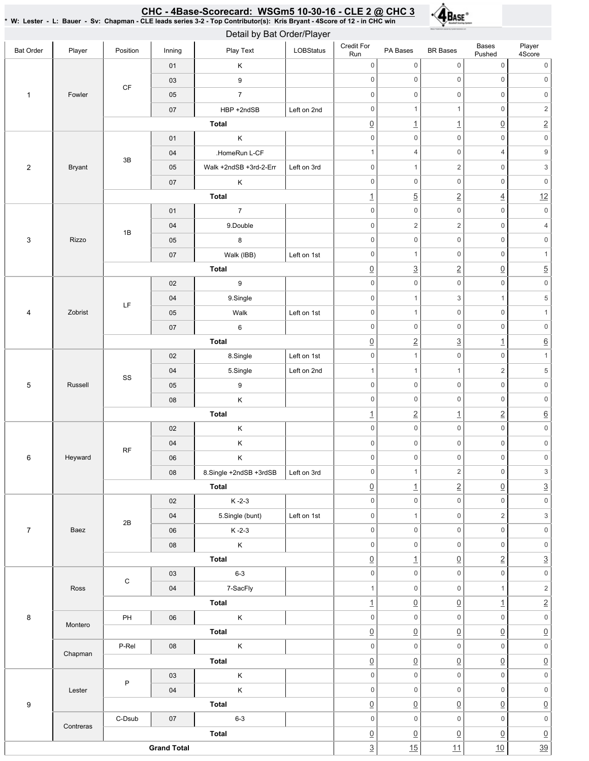# CHC - 4Base-Scorecard: WSGm5 10-30-16 - CLE 2 @ CHC 3

* W: Lester - L: Bauer - Sv: Chapman - CLE leads series 3-2 - Top Contributor(s): Kris Bryant - 4Score of 12 - in CHC win

## Detail by Bat Order/Player

| Bat Order | Player | Position | Inning | Play Text | LOBStatus | Credit For Run | PA Bases | BR Bases | Bases Pushed | Player 4Score |
|---|---|---|---|---|---|---|---|---|---|---|
| 1 | Fowler | CF | 01 | K | | 0 | 0 | 0 | 0 | 0 |
| | | | 03 | 9 | | 0 | 0 | 0 | 0 | 0 |
| | | | 05 | 7 | | 0 | 0 | 0 | 0 | 0 |
| | | | 07 | HBP +2ndSB | Left on 2nd | 0 | 1 | 1 | 0 | 2 |
| | | | | Total | | 0 | 1 | 1 | 0 | 2 |
| 2 | Bryant | 3B | 01 | K | | 0 | 0 | 0 | 0 | 0 |
| | | | 04 | .HomeRun L-CF | | 1 | 4 | 0 | 4 | 9 |
| | | | 05 | Walk +2ndSB +3rd-2-Err | Left on 3rd | 0 | 1 | 2 | 0 | 3 |
| | | | 07 | K | | 0 | 0 | 0 | 0 | 0 |
| | | | | Total | | 1 | 5 | 2 | 4 | 12 |
| 3 | Rizzo | 1B | 01 | 7 | | 0 | 0 | 0 | 0 | 0 |
| | | | 04 | 9.Double | | 0 | 2 | 2 | 0 | 4 |
| | | | 05 | 8 | | 0 | 0 | 0 | 0 | 0 |
| | | | 07 | Walk (IBB) | Left on 1st | 0 | 1 | 0 | 0 | 1 |
| | | | | Total | | 0 | 3 | 2 | 0 | 5 |
| 4 | Zobrist | LF | 02 | 9 | | 0 | 0 | 0 | 0 | 0 |
| | | | 04 | 9.Single | | 0 | 1 | 3 | 1 | 5 |
| | | | 05 | Walk | Left on 1st | 0 | 1 | 0 | 0 | 1 |
| | | | 07 | 6 | | 0 | 0 | 0 | 0 | 0 |
| | | | | Total | | 0 | 2 | 3 | 1 | 6 |
| 5 | Russell | SS | 02 | 8.Single | Left on 1st | 0 | 1 | 0 | 0 | 1 |
| | | | 04 | 5.Single | Left on 2nd | 1 | 1 | 1 | 2 | 5 |
| | | | 05 | 9 | | 0 | 0 | 0 | 0 | 0 |
| | | | 08 | K | | 0 | 0 | 0 | 0 | 0 |
| | | | | Total | | 1 | 2 | 1 | 2 | 6 |
| 6 | Heyward | RF | 02 | K | | 0 | 0 | 0 | 0 | 0 |
| | | | 04 | K | | 0 | 0 | 0 | 0 | 0 |
| | | | 06 | K | | 0 | 0 | 0 | 0 | 0 |
| | | | 08 | 8.Single +2ndSB +3rdSB | Left on 3rd | 0 | 1 | 2 | 0 | 3 |
| | | | | Total | | 0 | 1 | 2 | 0 | 3 |
| 7 | Baez | 2B | 02 | K -2-3 | | 0 | 0 | 0 | 0 | 0 |
| | | | 04 | 5.Single (bunt) | Left on 1st | 0 | 1 | 0 | 2 | 3 |
| | | | 06 | K -2-3 | | 0 | 0 | 0 | 0 | 0 |
| | | | 08 | K | | 0 | 0 | 0 | 0 | 0 |
| | | | | Total | | 0 | 1 | 0 | 2 | 3 |
| 8 | Ross | C | 03 | 6-3 | | 0 | 0 | 0 | 0 | 0 |
| | | | 04 | 7-SacFly | | 1 | 0 | 0 | 1 | 2 |
| | | | | Total | | 1 | 0 | 0 | 1 | 2 |
| | Montero | PH | 06 | K | | 0 | 0 | 0 | 0 | 0 |
| | | | | Total | | 0 | 0 | 0 | 0 | 0 |
| | Chapman | P-Rel | 08 | K | | 0 | 0 | 0 | 0 | 0 |
| | | | | Total | | 0 | 0 | 0 | 0 | 0 |
| 9 | Lester | P | 03 | K | | 0 | 0 | 0 | 0 | 0 |
| | | | 04 | K | | 0 | 0 | 0 | 0 | 0 |
| | | | | Total | | 0 | 0 | 0 | 0 | 0 |
| | Contreras | C-Dsub | 07 | 6-3 | | 0 | 0 | 0 | 0 | 0 |
| | | | | Total | | 0 | 0 | 0 | 0 | 0 |
| Grand Total | | | | | | 3 | 15 | 11 | 10 | 39 |